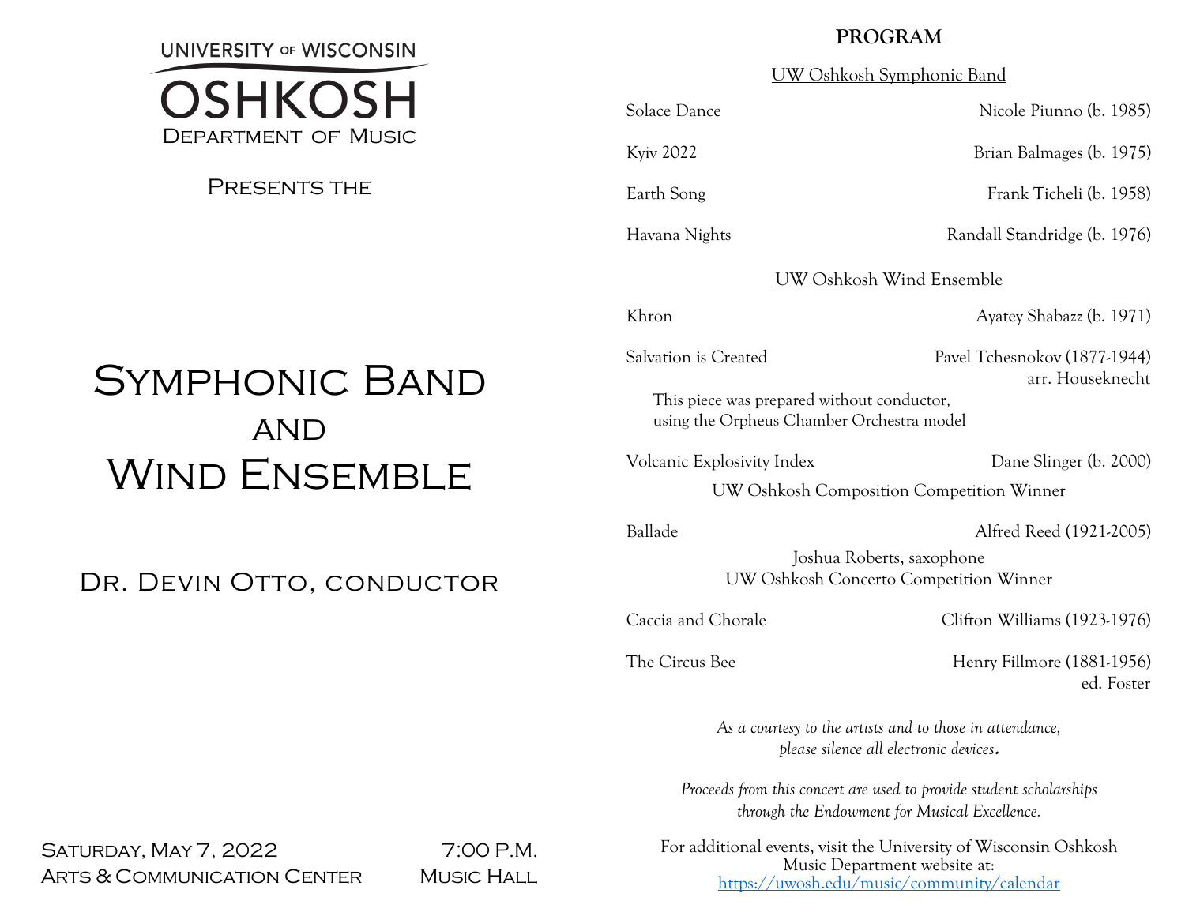UNIVERSITY OF WISCONSIN

OSHKOSH

DEPARTMENT OF MUSIC

PRESENTS THE

# SYMPHONIC BAND
## AND
# WIND ENSEMBLE

DR. DEVIN OTTO, CONDUCTOR

SATURDAY, MAY 7, 2022 — 7:00 P.M.

ARTS & COMMUNICATION CENTER — MUSIC HALL

## PROGRAM

UW Oshkosh Symphonic Band

| | |
|---|---|
| Solace Dance | Nicole Piunno (b. 1985) |
| Kyiv 2022 | Brian Balmages (b. 1975) |
| Earth Song | Frank Ticheli (b. 1958) |
| Havana Nights | Randall Standridge (b. 1976) |

UW Oshkosh Wind Ensemble

| | |
|---|---|
| Khron | Ayatey Shabazz (b. 1971) |
| Salvation is Created | Pavel Tchesnokov (1877-1944) arr. Houseknecht |

This piece was prepared without conductor, using the Orpheus Chamber Orchestra model

| | |
|---|---|
| Volcanic Explosivity Index | Dane Slinger (b. 2000) |

UW Oshkosh Composition Competition Winner

| | |
|---|---|
| Ballade | Alfred Reed (1921-2005) |

Joshua Roberts, saxophone
UW Oshkosh Concerto Competition Winner

| | |
|---|---|
| Caccia and Chorale | Clifton Williams (1923-1976) |
| The Circus Bee | Henry Fillmore (1881-1956) ed. Foster |

*As a courtesy to the artists and to those in attendance, please silence all electronic devices.*

*Proceeds from this concert are used to provide student scholarships through the Endowment for Musical Excellence.*

For additional events, visit the University of Wisconsin Oshkosh Music Department website at: https://uwosh.edu/music/community/calendar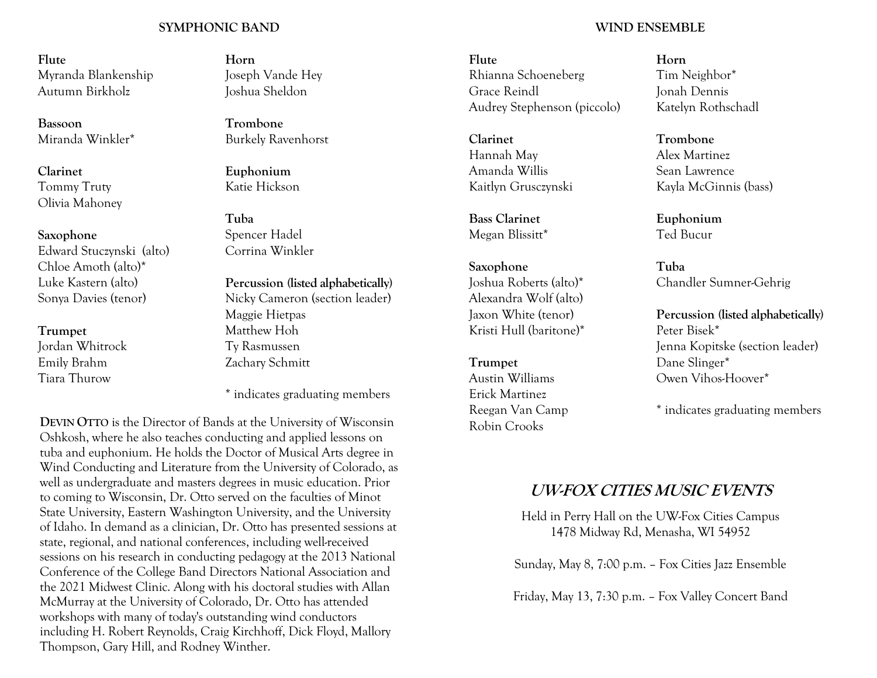## SYMPHONIC BAND

**Flute**
Myranda Blankenship
Autumn Birkholz

**Bassoon**
Miranda Winkler*

**Clarinet**
Tommy Truty
Olivia Mahoney

**Saxophone**
Edward Stuczynski (alto)
Chloe Amoth (alto)*
Luke Kastern (alto)
Sonya Davies (tenor)

**Trumpet**
Jordan Whitrock
Emily Brahm
Tiara Thurow

**Horn**
Joseph Vande Hey
Joshua Sheldon

**Trombone**
Burkely Ravenhorst

**Euphonium**
Katie Hickson

**Tuba**
Spencer Hadel
Corrina Winkler

**Percussion (listed alphabetically)**
Nicky Cameron (section leader)
Maggie Hietpas
Matthew Hoh
Ty Rasmussen
Zachary Schmitt

* indicates graduating members

**DEVIN OTTO** is the Director of Bands at the University of Wisconsin Oshkosh, where he also teaches conducting and applied lessons on tuba and euphonium. He holds the Doctor of Musical Arts degree in Wind Conducting and Literature from the University of Colorado, as well as undergraduate and masters degrees in music education. Prior to coming to Wisconsin, Dr. Otto served on the faculties of Minot State University, Eastern Washington University, and the University of Idaho. In demand as a clinician, Dr. Otto has presented sessions at state, regional, and national conferences, including well-received sessions on his research in conducting pedagogy at the 2013 National Conference of the College Band Directors National Association and the 2021 Midwest Clinic. Along with his doctoral studies with Allan McMurray at the University of Colorado, Dr. Otto has attended workshops with many of today's outstanding wind conductors including H. Robert Reynolds, Craig Kirchhoff, Dick Floyd, Mallory Thompson, Gary Hill, and Rodney Winther.

## WIND ENSEMBLE

**Flute**
Rhianna Schoeneberg
Grace Reindl
Audrey Stephenson (piccolo)

**Clarinet**
Hannah May
Amanda Willis
Kaitlyn Grusczynski

**Bass Clarinet**
Megan Blissitt*

**Saxophone**
Joshua Roberts (alto)*
Alexandra Wolf (alto)
Jaxon White (tenor)
Kristi Hull (baritone)*

**Trumpet**
Austin Williams
Erick Martinez
Reegan Van Camp
Robin Crooks

**Horn**
Tim Neighbor*
Jonah Dennis
Katelyn Rothschadl

**Trombone**
Alex Martinez
Sean Lawrence
Kayla McGinnis (bass)

**Euphonium**
Ted Bucur

**Tuba**
Chandler Sumner-Gehrig

**Percussion (listed alphabetically)**
Peter Bisek*
Jenna Kopitske (section leader)
Dane Slinger*
Owen Vihos-Hoover*

* indicates graduating members

## *UW-FOX CITIES MUSIC EVENTS*

Held in Perry Hall on the UW-Fox Cities Campus
1478 Midway Rd, Menasha, WI 54952

Sunday, May 8, 7:00 p.m. – Fox Cities Jazz Ensemble

Friday, May 13, 7:30 p.m. – Fox Valley Concert Band